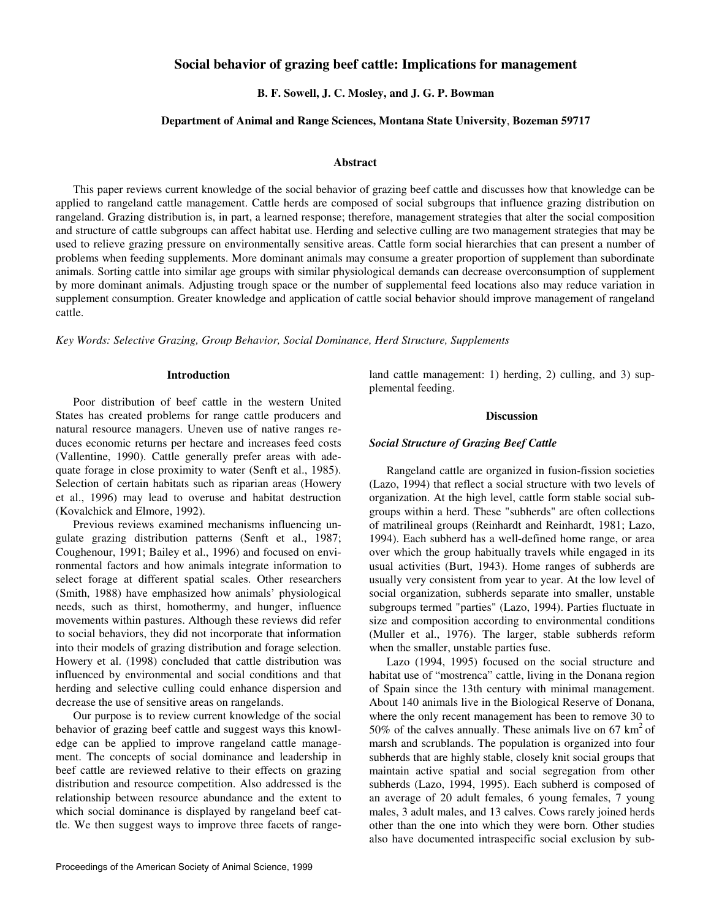# Social behavior of grazing beef cattle: Implications for management

**B. F. Sowell, J. C. Mosley, and J. G. P. Bowman**

**Department of Animal and Range Sciences, Montana State University, Bozeman 59717**

## Abstract

This paper reviews current knowledge of the social behavior of grazing beef cattle and discusses how that knowledge can be applied to rangeland cattle management. Cattle herds are composed of social subgroups that influence grazing distribution on rangeland. Grazing distribution is, in part, a learned response; therefore, management strategies that alter the social composition and structure of cattle subgroups can affect habitat use. Herding and selective culling are two management strategies that may be used to relieve grazing pressure on environmentally sensitive areas. Cattle form social hierarchies that can present a number of problems when feeding supplements. More dominant animals may consume a greater proportion of supplement than subordinate animals. Sorting cattle into similar age groups with similar physiological demands can decrease overconsumption of supplement by more dominant animals. Adjusting trough space or the number of supplemental feed locations also may reduce variation in supplement consumption. Greater knowledge and application of cattle social behavior should improve management of rangeland cattle.

*Key Words: Selective Grazing, Group Behavior, Social Dominance, Herd Structure, Supplements*

## Introduction

Poor distribution of beef cattle in the western United States has created problems for range cattle producers and natural resource managers. Uneven use of native ranges reduces economic returns per hectare and increases feed costs (Vallentine, 1990). Cattle generally prefer areas with adequate forage in close proximity to water (Senft et al., 1985). Selection of certain habitats such as riparian areas (Howery et al., 1996) may lead to overuse and habitat destruction (Kovalchick and Elmore, 1992).

Previous reviews examined mechanisms influencing ungulate grazing distribution patterns (Senft et al., 1987; Coughenour, 1991; Bailey et al., 1996) and focused on environmental factors and how animals integrate information to select forage at different spatial scales. Other researchers (Smith, 1988) have emphasized how animals' physiological needs, such as thirst, homothermy, and hunger, influence movements within pastures. Although these reviews did refer to social behaviors, they did not incorporate that information into their models of grazing distribution and forage selection. Howery et al. (1998) concluded that cattle distribution was influenced by environmental and social conditions and that herding and selective culling could enhance dispersion and decrease the use of sensitive areas on rangelands.

Our purpose is to review current knowledge of the social behavior of grazing beef cattle and suggest ways this knowledge can be applied to improve rangeland cattle management. The concepts of social dominance and leadership in beef cattle are reviewed relative to their effects on grazing distribution and resource competition. Also addressed is the relationship between resource abundance and the extent to which social dominance is displayed by rangeland beef cattle. We then suggest ways to improve three facets of rangeland cattle management: 1) herding, 2) culling, and 3) supplemental feeding.

## Discussion

### *Social Structure of Grazing Beef Cattle*

Rangeland cattle are organized in fusion-fission societies (Lazo, 1994) that reflect a social structure with two levels of organization. At the high level, cattle form stable social subgroups within a herd. These "subherds" are often collections of matrilineal groups (Reinhardt and Reinhardt, 1981; Lazo, 1994). Each subherd has a well-defined home range, or area over which the group habitually travels while engaged in its usual activities (Burt, 1943). Home ranges of subherds are usually very consistent from year to year. At the low level of social organization, subherds separate into smaller, unstable subgroups termed "parties" (Lazo, 1994). Parties fluctuate in size and composition according to environmental conditions (Muller et al., 1976). The larger, stable subherds reform when the smaller, unstable parties fuse.

Lazo (1994, 1995) focused on the social structure and habitat use of "mostrenca" cattle, living in the Donana region of Spain since the 13th century with minimal management. About 140 animals live in the Biological Reserve of Donana, where the only recent management has been to remove 30 to 50% of the calves annually. These animals live on 67 km$^2$ of marsh and scrublands. The population is organized into four subherds that are highly stable, closely knit social groups that maintain active spatial and social segregation from other subherds (Lazo, 1994, 1995). Each subherd is composed of an average of 20 adult females, 6 young females, 7 young males, 3 adult males, and 13 calves. Cows rarely joined herds other than the one into which they were born. Other studies also have documented intraspecific social exclusion by sub-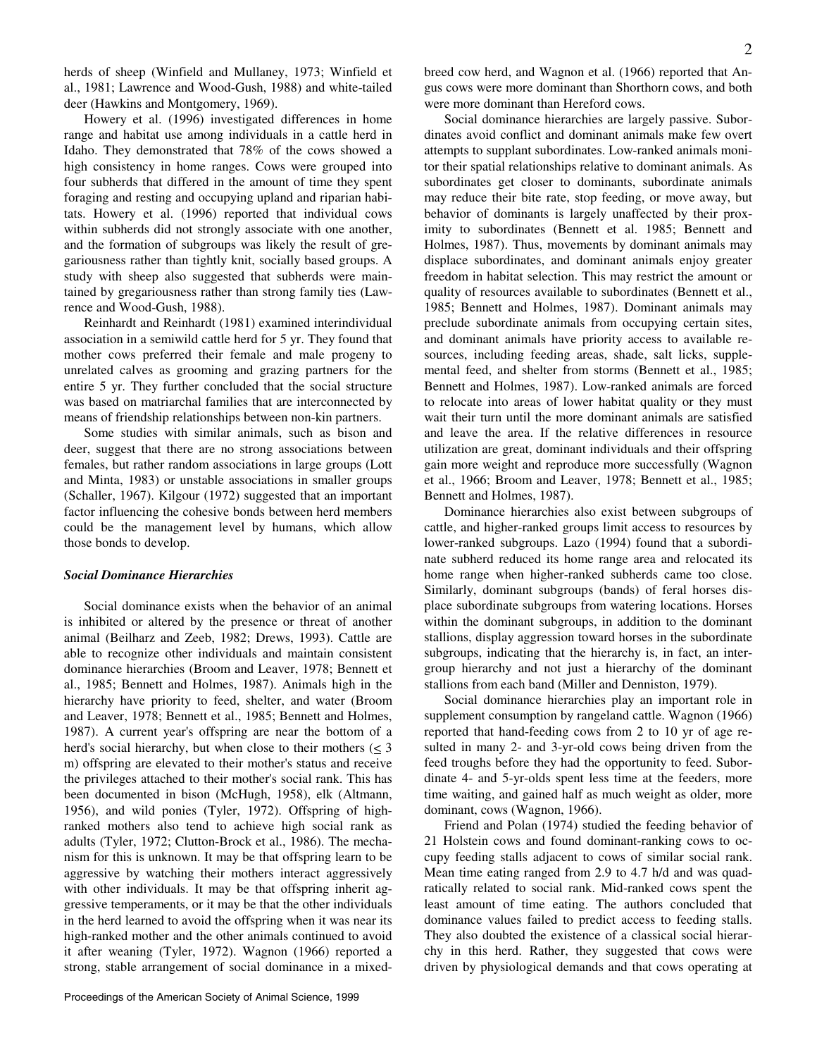herds of sheep (Winfield and Mullaney, 1973; Winfield et al., 1981; Lawrence and Wood-Gush, 1988) and white-tailed deer (Hawkins and Montgomery, 1969).

Howery et al. (1996) investigated differences in home range and habitat use among individuals in a cattle herd in Idaho. They demonstrated that 78% of the cows showed a high consistency in home ranges. Cows were grouped into four subherds that differed in the amount of time they spent foraging and resting and occupying upland and riparian habitats. Howery et al. (1996) reported that individual cows within subherds did not strongly associate with one another, and the formation of subgroups was likely the result of gregariousness rather than tightly knit, socially based groups. A study with sheep also suggested that subherds were maintained by gregariousness rather than strong family ties (Lawrence and Wood-Gush, 1988).

Reinhardt and Reinhardt (1981) examined interindividual association in a semiwild cattle herd for 5 yr. They found that mother cows preferred their female and male progeny to unrelated calves as grooming and grazing partners for the entire 5 yr. They further concluded that the social structure was based on matriarchal families that are interconnected by means of friendship relationships between non-kin partners.

Some studies with similar animals, such as bison and deer, suggest that there are no strong associations between females, but rather random associations in large groups (Lott and Minta, 1983) or unstable associations in smaller groups (Schaller, 1967). Kilgour (1972) suggested that an important factor influencing the cohesive bonds between herd members could be the management level by humans, which allow those bonds to develop.

### *Social Dominance Hierarchies*

Social dominance exists when the behavior of an animal is inhibited or altered by the presence or threat of another animal (Beilharz and Zeeb, 1982; Drews, 1993). Cattle are able to recognize other individuals and maintain consistent dominance hierarchies (Broom and Leaver, 1978; Bennett et al., 1985; Bennett and Holmes, 1987). Animals high in the hierarchy have priority to feed, shelter, and water (Broom and Leaver, 1978; Bennett et al., 1985; Bennett and Holmes, 1987). A current year's offspring are near the bottom of a herd's social hierarchy, but when close to their mothers ($\leq$ 3 m) offspring are elevated to their mother's status and receive the privileges attached to their mother's social rank. This has been documented in bison (McHugh, 1958), elk (Altmann, 1956), and wild ponies (Tyler, 1972). Offspring of high-ranked mothers also tend to achieve high social rank as adults (Tyler, 1972; Clutton-Brock et al., 1986). The mechanism for this is unknown. It may be that offspring learn to be aggressive by watching their mothers interact aggressively with other individuals. It may be that offspring inherit aggressive temperaments, or it may be that the other individuals in the herd learned to avoid the offspring when it was near its high-ranked mother and the other animals continued to avoid it after weaning (Tyler, 1972). Wagnon (1966) reported a strong, stable arrangement of social dominance in a mixed-breed cow herd, and Wagnon et al. (1966) reported that Angus cows were more dominant than Shorthorn cows, and both were more dominant than Hereford cows.

Social dominance hierarchies are largely passive. Subordinates avoid conflict and dominant animals make few overt attempts to supplant subordinates. Low-ranked animals monitor their spatial relationships relative to dominant animals. As subordinates get closer to dominants, subordinate animals may reduce their bite rate, stop feeding, or move away, but behavior of dominants is largely unaffected by their proximity to subordinates (Bennett et al. 1985; Bennett and Holmes, 1987). Thus, movements by dominant animals may displace subordinates, and dominant animals enjoy greater freedom in habitat selection. This may restrict the amount or quality of resources available to subordinates (Bennett et al., 1985; Bennett and Holmes, 1987). Dominant animals may preclude subordinate animals from occupying certain sites, and dominant animals have priority access to available resources, including feeding areas, shade, salt licks, supplemental feed, and shelter from storms (Bennett et al., 1985; Bennett and Holmes, 1987). Low-ranked animals are forced to relocate into areas of lower habitat quality or they must wait their turn until the more dominant animals are satisfied and leave the area. If the relative differences in resource utilization are great, dominant individuals and their offspring gain more weight and reproduce more successfully (Wagnon et al., 1966; Broom and Leaver, 1978; Bennett et al., 1985; Bennett and Holmes, 1987).

Dominance hierarchies also exist between subgroups of cattle, and higher-ranked groups limit access to resources by lower-ranked subgroups. Lazo (1994) found that a subordinate subherd reduced its home range area and relocated its home range when higher-ranked subherds came too close. Similarly, dominant subgroups (bands) of feral horses displace subordinate subgroups from watering locations. Horses within the dominant subgroups, in addition to the dominant stallions, display aggression toward horses in the subordinate subgroups, indicating that the hierarchy is, in fact, an intergroup hierarchy and not just a hierarchy of the dominant stallions from each band (Miller and Denniston, 1979).

Social dominance hierarchies play an important role in supplement consumption by rangeland cattle. Wagnon (1966) reported that hand-feeding cows from 2 to 10 yr of age resulted in many 2- and 3-yr-old cows being driven from the feed troughs before they had the opportunity to feed. Subordinate 4- and 5-yr-olds spent less time at the feeders, more time waiting, and gained half as much weight as older, more dominant, cows (Wagnon, 1966).

Friend and Polan (1974) studied the feeding behavior of 21 Holstein cows and found dominant-ranking cows to occupy feeding stalls adjacent to cows of similar social rank. Mean time eating ranged from 2.9 to 4.7 h/d and was quadratically related to social rank. Mid-ranked cows spent the least amount of time eating. The authors concluded that dominance values failed to predict access to feeding stalls. They also doubted the existence of a classical social hierarchy in this herd. Rather, they suggested that cows were driven by physiological demands and that cows operating at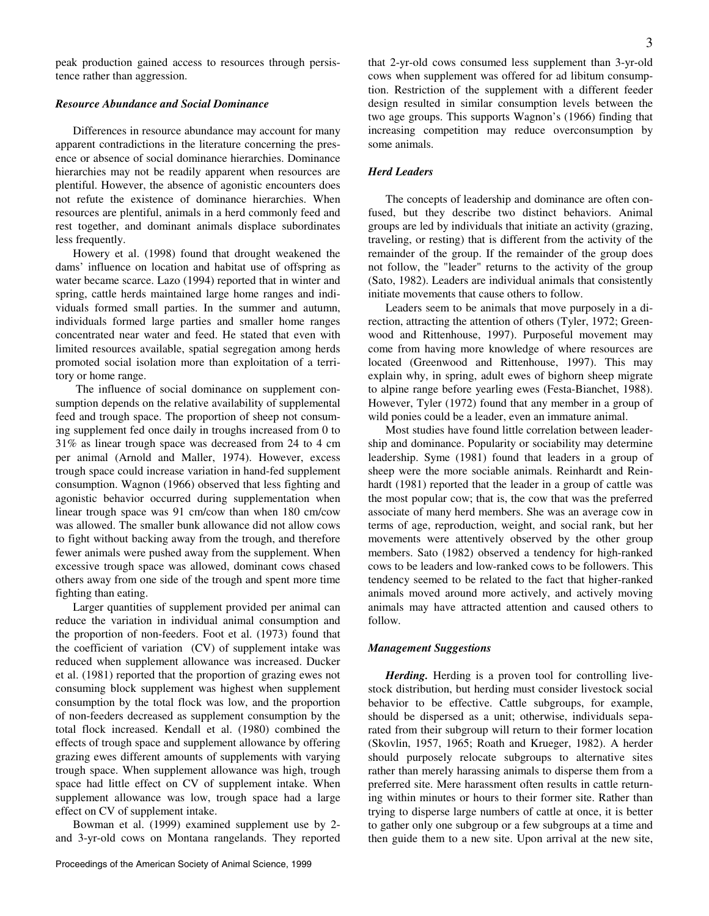peak production gained access to resources through persistence rather than aggression.

### *Resource Abundance and Social Dominance*

Differences in resource abundance may account for many apparent contradictions in the literature concerning the presence or absence of social dominance hierarchies. Dominance hierarchies may not be readily apparent when resources are plentiful. However, the absence of agonistic encounters does not refute the existence of dominance hierarchies. When resources are plentiful, animals in a herd commonly feed and rest together, and dominant animals displace subordinates less frequently.

Howery et al. (1998) found that drought weakened the dams' influence on location and habitat use of offspring as water became scarce. Lazo (1994) reported that in winter and spring, cattle herds maintained large home ranges and individuals formed small parties. In the summer and autumn, individuals formed large parties and smaller home ranges concentrated near water and feed. He stated that even with limited resources available, spatial segregation among herds promoted social isolation more than exploitation of a territory or home range.

The influence of social dominance on supplement consumption depends on the relative availability of supplemental feed and trough space. The proportion of sheep not consuming supplement fed once daily in troughs increased from 0 to 31% as linear trough space was decreased from 24 to 4 cm per animal (Arnold and Maller, 1974). However, excess trough space could increase variation in hand-fed supplement consumption. Wagnon (1966) observed that less fighting and agonistic behavior occurred during supplementation when linear trough space was 91 cm/cow than when 180 cm/cow was allowed. The smaller bunk allowance did not allow cows to fight without backing away from the trough, and therefore fewer animals were pushed away from the supplement. When excessive trough space was allowed, dominant cows chased others away from one side of the trough and spent more time fighting than eating.

Larger quantities of supplement provided per animal can reduce the variation in individual animal consumption and the proportion of non-feeders. Foot et al. (1973) found that the coefficient of variation (CV) of supplement intake was reduced when supplement allowance was increased. Ducker et al. (1981) reported that the proportion of grazing ewes not consuming block supplement was highest when supplement consumption by the total flock was low, and the proportion of non-feeders decreased as supplement consumption by the total flock increased. Kendall et al. (1980) combined the effects of trough space and supplement allowance by offering grazing ewes different amounts of supplements with varying trough space. When supplement allowance was high, trough space had little effect on CV of supplement intake. When supplement allowance was low, trough space had a large effect on CV of supplement intake.

Bowman et al. (1999) examined supplement use by 2- and 3-yr-old cows on Montana rangelands. They reported that 2-yr-old cows consumed less supplement than 3-yr-old cows when supplement was offered for ad libitum consumption. Restriction of the supplement with a different feeder design resulted in similar consumption levels between the two age groups. This supports Wagnon's (1966) finding that increasing competition may reduce overconsumption by some animals.

### *Herd Leaders*

The concepts of leadership and dominance are often confused, but they describe two distinct behaviors. Animal groups are led by individuals that initiate an activity (grazing, traveling, or resting) that is different from the activity of the remainder of the group. If the remainder of the group does not follow, the "leader" returns to the activity of the group (Sato, 1982). Leaders are individual animals that consistently initiate movements that cause others to follow.

Leaders seem to be animals that move purposely in a direction, attracting the attention of others (Tyler, 1972; Greenwood and Rittenhouse, 1997). Purposeful movement may come from having more knowledge of where resources are located (Greenwood and Rittenhouse, 1997). This may explain why, in spring, adult ewes of bighorn sheep migrate to alpine range before yearling ewes (Festa-Bianchet, 1988). However, Tyler (1972) found that any member in a group of wild ponies could be a leader, even an immature animal.

Most studies have found little correlation between leadership and dominance. Popularity or sociability may determine leadership. Syme (1981) found that leaders in a group of sheep were the more sociable animals. Reinhardt and Reinhardt (1981) reported that the leader in a group of cattle was the most popular cow; that is, the cow that was the preferred associate of many herd members. She was an average cow in terms of age, reproduction, weight, and social rank, but her movements were attentively observed by the other group members. Sato (1982) observed a tendency for high-ranked cows to be leaders and low-ranked cows to be followers. This tendency seemed to be related to the fact that higher-ranked animals moved around more actively, and actively moving animals may have attracted attention and caused others to follow.

### *Management Suggestions*

***Herding.*** Herding is a proven tool for controlling livestock distribution, but herding must consider livestock social behavior to be effective. Cattle subgroups, for example, should be dispersed as a unit; otherwise, individuals separated from their subgroup will return to their former location (Skovlin, 1957, 1965; Roath and Krueger, 1982). A herder should purposely relocate subgroups to alternative sites rather than merely harassing animals to disperse them from a preferred site. Mere harassment often results in cattle returning within minutes or hours to their former site. Rather than trying to disperse large numbers of cattle at once, it is better to gather only one subgroup or a few subgroups at a time and then guide them to a new site. Upon arrival at the new site,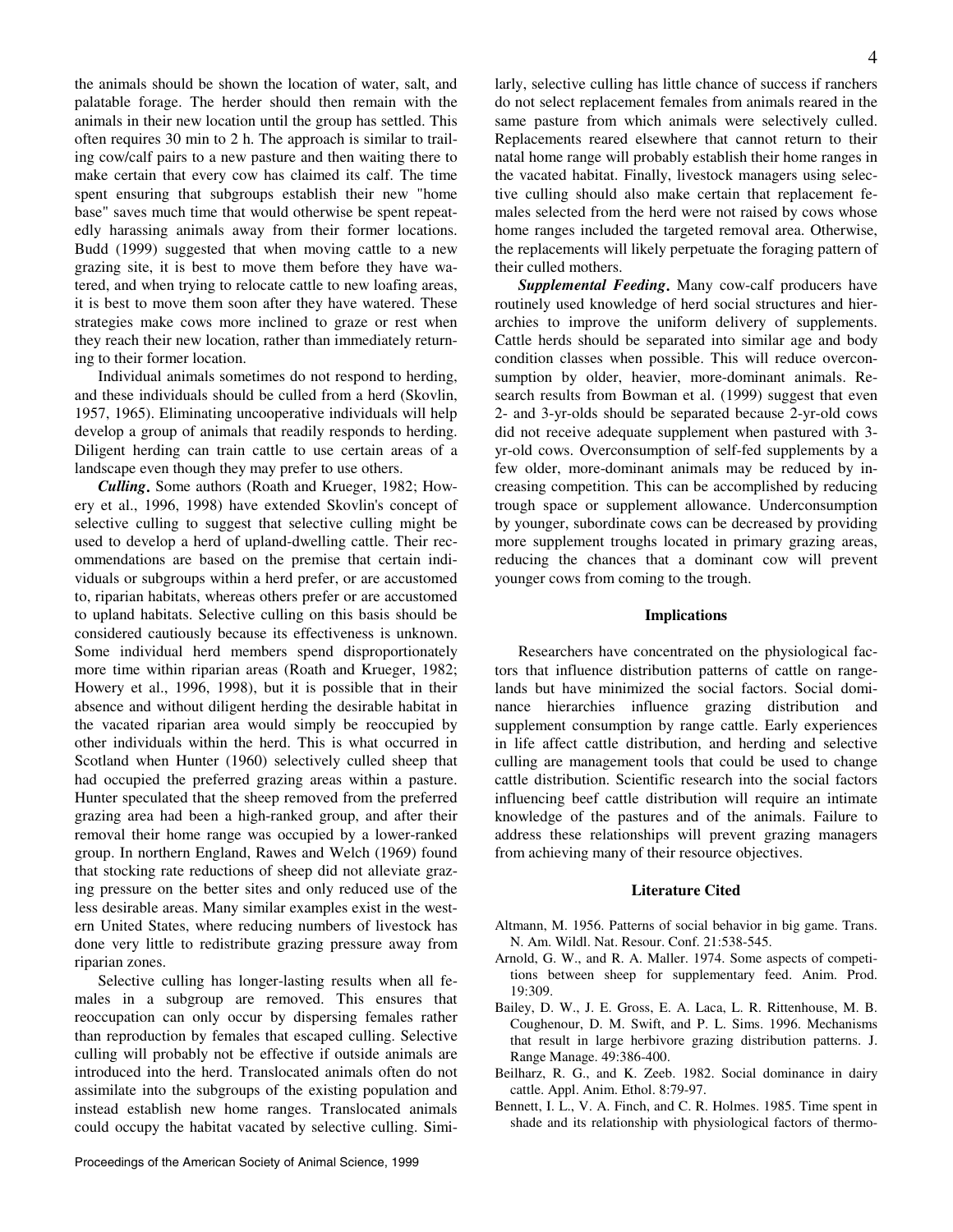the animals should be shown the location of water, salt, and palatable forage. The herder should then remain with the animals in their new location until the group has settled. This often requires 30 min to 2 h. The approach is similar to trailing cow/calf pairs to a new pasture and then waiting there to make certain that every cow has claimed its calf. The time spent ensuring that subgroups establish their new "home base" saves much time that would otherwise be spent repeatedly harassing animals away from their former locations. Budd (1999) suggested that when moving cattle to a new grazing site, it is best to move them before they have watered, and when trying to relocate cattle to new loafing areas, it is best to move them soon after they have watered. These strategies make cows more inclined to graze or rest when they reach their new location, rather than immediately returning to their former location.

Individual animals sometimes do not respond to herding, and these individuals should be culled from a herd (Skovlin, 1957, 1965). Eliminating uncooperative individuals will help develop a group of animals that readily responds to herding. Diligent herding can train cattle to use certain areas of a landscape even though they may prefer to use others.

***Culling.*** Some authors (Roath and Krueger, 1982; Howery et al., 1996, 1998) have extended Skovlin's concept of selective culling to suggest that selective culling might be used to develop a herd of upland-dwelling cattle. Their recommendations are based on the premise that certain individuals or subgroups within a herd prefer, or are accustomed to, riparian habitats, whereas others prefer or are accustomed to upland habitats. Selective culling on this basis should be considered cautiously because its effectiveness is unknown. Some individual herd members spend disproportionately more time within riparian areas (Roath and Krueger, 1982; Howery et al., 1996, 1998), but it is possible that in their absence and without diligent herding the desirable habitat in the vacated riparian area would simply be reoccupied by other individuals within the herd. This is what occurred in Scotland when Hunter (1960) selectively culled sheep that had occupied the preferred grazing areas within a pasture. Hunter speculated that the sheep removed from the preferred grazing area had been a high-ranked group, and after their removal their home range was occupied by a lower-ranked group. In northern England, Rawes and Welch (1969) found that stocking rate reductions of sheep did not alleviate grazing pressure on the better sites and only reduced use of the less desirable areas. Many similar examples exist in the western United States, where reducing numbers of livestock has done very little to redistribute grazing pressure away from riparian zones.

Selective culling has longer-lasting results when all females in a subgroup are removed. This ensures that reoccupation can only occur by dispersing females rather than reproduction by females that escaped culling. Selective culling will probably not be effective if outside animals are introduced into the herd. Translocated animals often do not assimilate into the subgroups of the existing population and instead establish new home ranges. Translocated animals could occupy the habitat vacated by selective culling. Similarly, selective culling has little chance of success if ranchers do not select replacement females from animals reared in the same pasture from which animals were selectively culled. Replacements reared elsewhere that cannot return to their natal home range will probably establish their home ranges in the vacated habitat. Finally, livestock managers using selective culling should also make certain that replacement females selected from the herd were not raised by cows whose home ranges included the targeted removal area. Otherwise, the replacements will likely perpetuate the foraging pattern of their culled mothers.

***Supplemental Feeding.*** Many cow-calf producers have routinely used knowledge of herd social structures and hierarchies to improve the uniform delivery of supplements. Cattle herds should be separated into similar age and body condition classes when possible. This will reduce overconsumption by older, heavier, more-dominant animals. Research results from Bowman et al. (1999) suggest that even 2- and 3-yr-olds should be separated because 2-yr-old cows did not receive adequate supplement when pastured with 3-yr-old cows. Overconsumption of self-fed supplements by a few older, more-dominant animals may be reduced by increasing competition. This can be accomplished by reducing trough space or supplement allowance. Underconsumption by younger, subordinate cows can be decreased by providing more supplement troughs located in primary grazing areas, reducing the chances that a dominant cow will prevent younger cows from coming to the trough.

## Implications

Researchers have concentrated on the physiological factors that influence distribution patterns of cattle on rangelands but have minimized the social factors. Social dominance hierarchies influence grazing distribution and supplement consumption by range cattle. Early experiences in life affect cattle distribution, and herding and selective culling are management tools that could be used to change cattle distribution. Scientific research into the social factors influencing beef cattle distribution will require an intimate knowledge of the pastures and of the animals. Failure to address these relationships will prevent grazing managers from achieving many of their resource objectives.

## Literature Cited

Altmann, M. 1956. Patterns of social behavior in big game. Trans. N. Am. Wildl. Nat. Resour. Conf. 21:538-545.

Arnold, G. W., and R. A. Maller. 1974. Some aspects of competitions between sheep for supplementary feed. Anim. Prod. 19:309.

Bailey, D. W., J. E. Gross, E. A. Laca, L. R. Rittenhouse, M. B. Coughenour, D. M. Swift, and P. L. Sims. 1996. Mechanisms that result in large herbivore grazing distribution patterns. J. Range Manage. 49:386-400.

Beilharz, R. G., and K. Zeeb. 1982. Social dominance in dairy cattle. Appl. Anim. Ethol. 8:79-97.

Bennett, I. L., V. A. Finch, and C. R. Holmes. 1985. Time spent in shade and its relationship with physiological factors of thermo-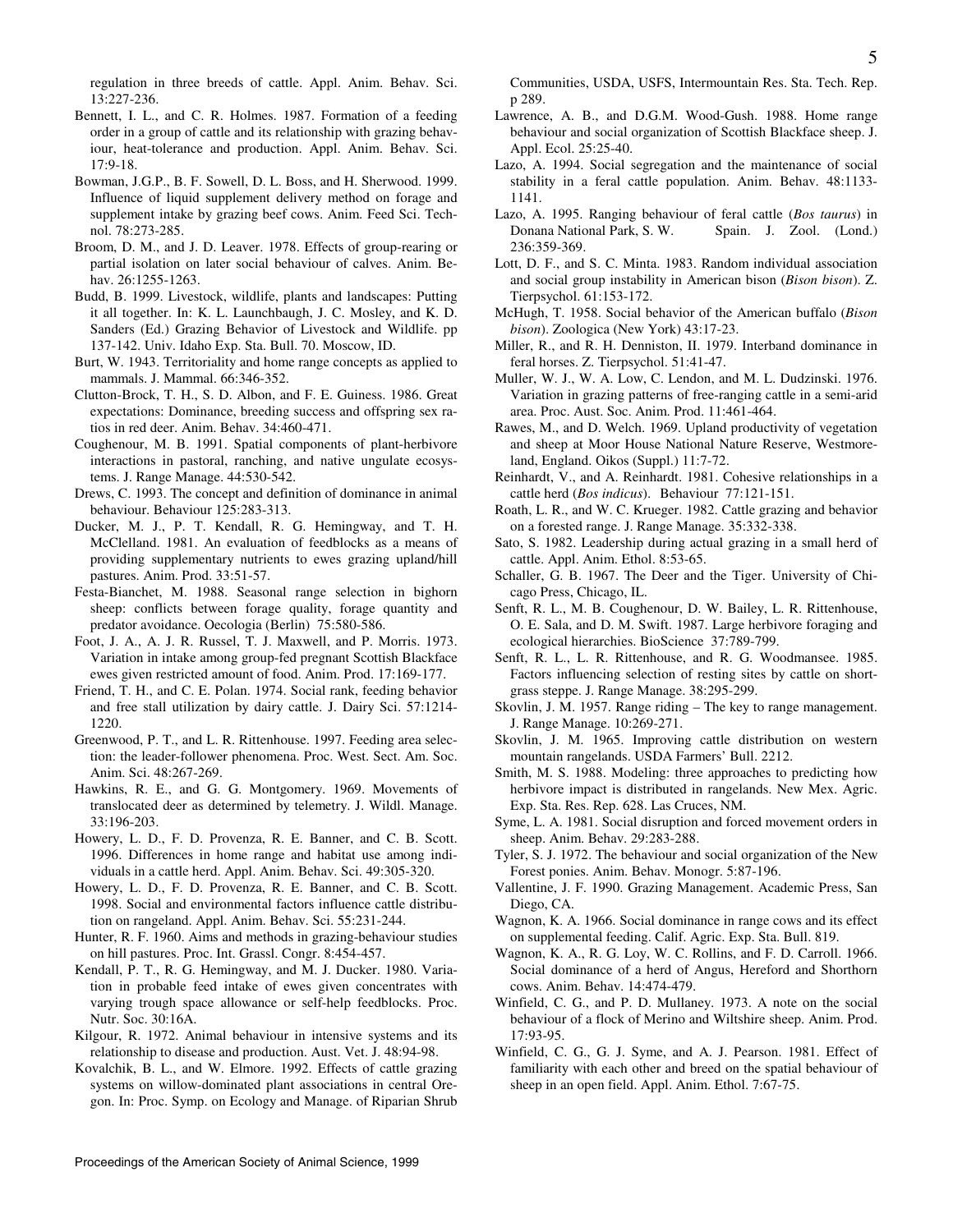regulation in three breeds of cattle. Appl. Anim. Behav. Sci. 13:227-236.

Bennett, I. L., and C. R. Holmes. 1987. Formation of a feeding order in a group of cattle and its relationship with grazing behaviour, heat-tolerance and production. Appl. Anim. Behav. Sci. 17:9-18.

Bowman, J.G.P., B. F. Sowell, D. L. Boss, and H. Sherwood. 1999. Influence of liquid supplement delivery method on forage and supplement intake by grazing beef cows. Anim. Feed Sci. Technol. 78:273-285.

Broom, D. M., and J. D. Leaver. 1978. Effects of group-rearing or partial isolation on later social behaviour of calves. Anim. Behav. 26:1255-1263.

Budd, B. 1999. Livestock, wildlife, plants and landscapes: Putting it all together. In: K. L. Launchbaugh, J. C. Mosley, and K. D. Sanders (Ed.) Grazing Behavior of Livestock and Wildlife. pp 137-142. Univ. Idaho Exp. Sta. Bull. 70. Moscow, ID.

Burt, W. 1943. Territoriality and home range concepts as applied to mammals. J. Mammal. 66:346-352.

Clutton-Brock, T. H., S. D. Albon, and F. E. Guiness. 1986. Great expectations: Dominance, breeding success and offspring sex ratios in red deer. Anim. Behav. 34:460-471.

Coughenour, M. B. 1991. Spatial components of plant-herbivore interactions in pastoral, ranching, and native ungulate ecosystems. J. Range Manage. 44:530-542.

Drews, C. 1993. The concept and definition of dominance in animal behaviour. Behaviour 125:283-313.

Ducker, M. J., P. T. Kendall, R. G. Hemingway, and T. H. McClelland. 1981. An evaluation of feedblocks as a means of providing supplementary nutrients to ewes grazing upland/hill pastures. Anim. Prod. 33:51-57.

Festa-Bianchet, M. 1988. Seasonal range selection in bighorn sheep: conflicts between forage quality, forage quantity and predator avoidance. Oecologia (Berlin) 75:580-586.

Foot, J. A., A. J. R. Russel, T. J. Maxwell, and P. Morris. 1973. Variation in intake among group-fed pregnant Scottish Blackface ewes given restricted amount of food. Anim. Prod. 17:169-177.

Friend, T. H., and C. E. Polan. 1974. Social rank, feeding behavior and free stall utilization by dairy cattle. J. Dairy Sci. 57:1214-1220.

Greenwood, P. T., and L. R. Rittenhouse. 1997. Feeding area selection: the leader-follower phenomena. Proc. West. Sect. Am. Soc. Anim. Sci. 48:267-269.

Hawkins, R. E., and G. G. Montgomery. 1969. Movements of translocated deer as determined by telemetry. J. Wildl. Manage. 33:196-203.

Howery, L. D., F. D. Provenza, R. E. Banner, and C. B. Scott. 1996. Differences in home range and habitat use among individuals in a cattle herd. Appl. Anim. Behav. Sci. 49:305-320.

Howery, L. D., F. D. Provenza, R. E. Banner, and C. B. Scott. 1998. Social and environmental factors influence cattle distribution on rangeland. Appl. Anim. Behav. Sci. 55:231-244.

Hunter, R. F. 1960. Aims and methods in grazing-behaviour studies on hill pastures. Proc. Int. Grassl. Congr. 8:454-457.

Kendall, P. T., R. G. Hemingway, and M. J. Ducker. 1980. Variation in probable feed intake of ewes given concentrates with varying trough space allowance or self-help feedblocks. Proc. Nutr. Soc. 30:16A.

Kilgour, R. 1972. Animal behaviour in intensive systems and its relationship to disease and production. Aust. Vet. J. 48:94-98.

Kovalchik, B. L., and W. Elmore. 1992. Effects of cattle grazing systems on willow-dominated plant associations in central Oregon. In: Proc. Symp. on Ecology and Manage. of Riparian Shrub Communities, USDA, USFS, Intermountain Res. Sta. Tech. Rep. p 289.

Lawrence, A. B., and D.G.M. Wood-Gush. 1988. Home range behaviour and social organization of Scottish Blackface sheep. J. Appl. Ecol. 25:25-40.

Lazo, A. 1994. Social segregation and the maintenance of social stability in a feral cattle population. Anim. Behav. 48:1133-1141.

Lazo, A. 1995. Ranging behaviour of feral cattle (*Bos taurus*) in Donana National Park, S. W. Spain. J. Zool. (Lond.) 236:359-369.

Lott, D. F., and S. C. Minta. 1983. Random individual association and social group instability in American bison (*Bison bison*). Z. Tierpsychol. 61:153-172.

McHugh, T. 1958. Social behavior of the American buffalo (*Bison bison*). Zoologica (New York) 43:17-23.

Miller, R., and R. H. Denniston, II. 1979. Interband dominance in feral horses. Z. Tierpsychol. 51:41-47.

Muller, W. J., W. A. Low, C. Lendon, and M. L. Dudzinski. 1976. Variation in grazing patterns of free-ranging cattle in a semi-arid area. Proc. Aust. Soc. Anim. Prod. 11:461-464.

Rawes, M., and D. Welch. 1969. Upland productivity of vegetation and sheep at Moor House National Nature Reserve, Westmoreland, England. Oikos (Suppl.) 11:7-72.

Reinhardt, V., and A. Reinhardt. 1981. Cohesive relationships in a cattle herd (*Bos indicus*). Behaviour 77:121-151.

Roath, L. R., and W. C. Krueger. 1982. Cattle grazing and behavior on a forested range. J. Range Manage. 35:332-338.

Sato, S. 1982. Leadership during actual grazing in a small herd of cattle. Appl. Anim. Ethol. 8:53-65.

Schaller, G. B. 1967. The Deer and the Tiger. University of Chicago Press, Chicago, IL.

Senft, R. L., M. B. Coughenour, D. W. Bailey, L. R. Rittenhouse, O. E. Sala, and D. M. Swift. 1987. Large herbivore foraging and ecological hierarchies. BioScience 37:789-799.

Senft, R. L., L. R. Rittenhouse, and R. G. Woodmansee. 1985. Factors influencing selection of resting sites by cattle on shortgrass steppe. J. Range Manage. 38:295-299.

Skovlin, J. M. 1957. Range riding – The key to range management. J. Range Manage. 10:269-271.

Skovlin, J. M. 1965. Improving cattle distribution on western mountain rangelands. USDA Farmers' Bull. 2212.

Smith, M. S. 1988. Modeling: three approaches to predicting how herbivore impact is distributed in rangelands. New Mex. Agric. Exp. Sta. Res. Rep. 628. Las Cruces, NM.

Syme, L. A. 1981. Social disruption and forced movement orders in sheep. Anim. Behav. 29:283-288.

Tyler, S. J. 1972. The behaviour and social organization of the New Forest ponies. Anim. Behav. Monogr. 5:87-196.

Vallentine, J. F. 1990. Grazing Management. Academic Press, San Diego, CA.

Wagnon, K. A. 1966. Social dominance in range cows and its effect on supplemental feeding. Calif. Agric. Exp. Sta. Bull. 819.

Wagnon, K. A., R. G. Loy, W. C. Rollins, and F. D. Carroll. 1966. Social dominance of a herd of Angus, Hereford and Shorthorn cows. Anim. Behav. 14:474-479.

Winfield, C. G., and P. D. Mullaney. 1973. A note on the social behaviour of a flock of Merino and Wiltshire sheep. Anim. Prod. 17:93-95.

Winfield, C. G., G. J. Syme, and A. J. Pearson. 1981. Effect of familiarity with each other and breed on the spatial behaviour of sheep in an open field. Appl. Anim. Ethol. 7:67-75.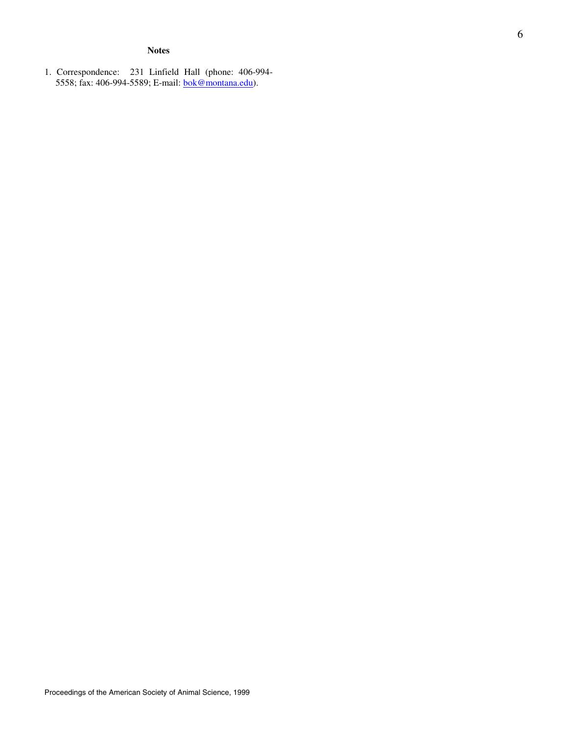## Notes

1. Correspondence: 231 Linfield Hall (phone: 406-994-5558; fax: 406-994-5589; E-mail: bok@montana.edu).